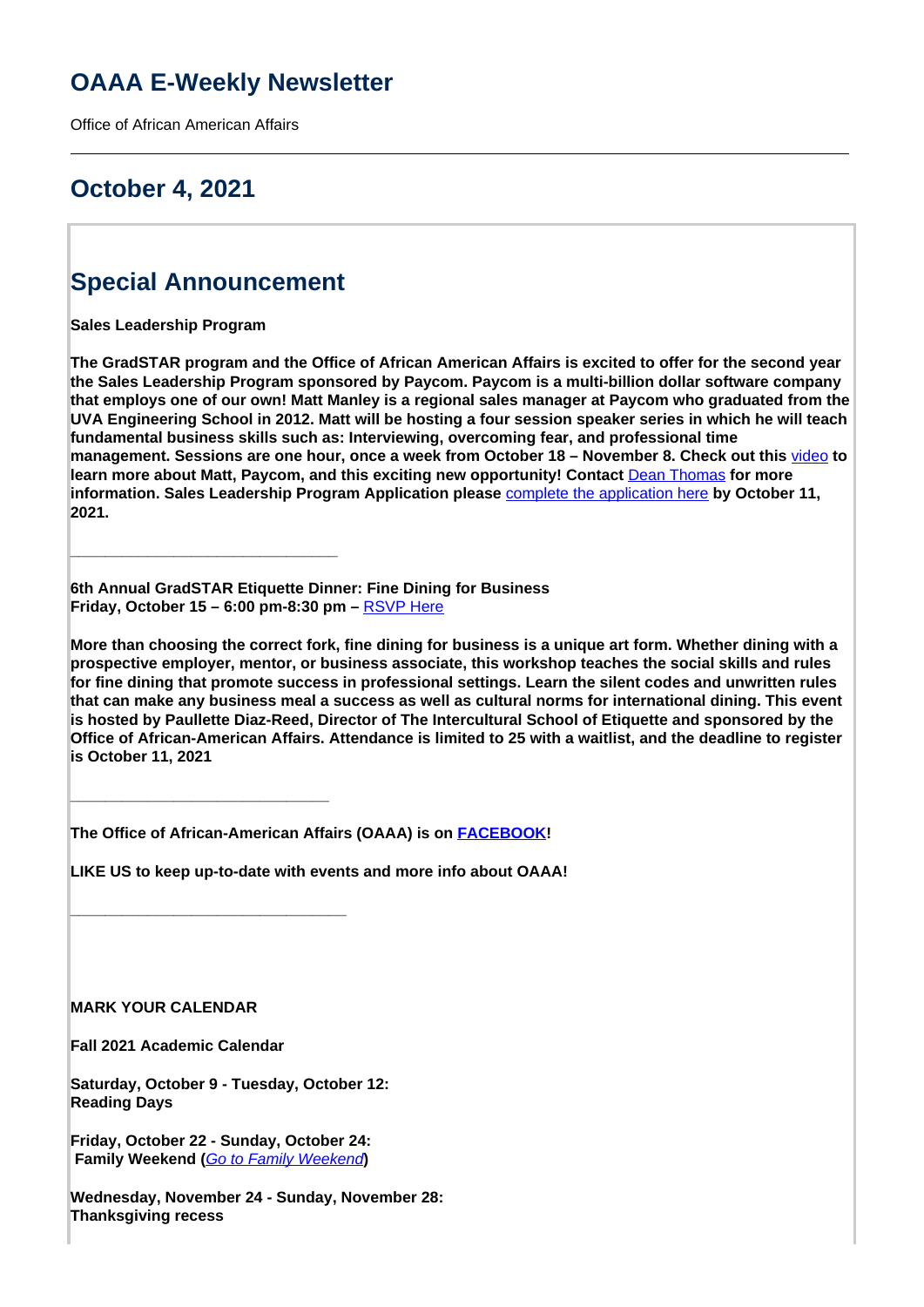# OAAA E-Weekly Newsletter

Office of African American Affairs

---

## October 4, 2021

## Special Announcement

**Sales Leadership Program**

**The GradSTAR program and the Office of African American Affairs is excited to offer for the second year the Sales Leadership Program sponsored by Paycom. Paycom is a multi-billion dollar software company that employs one of our own! Matt Manley is a regional sales manager at Paycom who graduated from the UVA Engineering School in 2012. Matt will be hosting a four session speaker series in which he will teach fundamental business skills such as: Interviewing, overcoming fear, and professional time management. Sessions are one hour, once a week from October 18 – November 8. Check out this** video **to learn more about Matt, Paycom, and this exciting new opportunity! Contact** Dean Thomas **for more information. Sales Leadership Program Application please** complete the application here **by October 11, 2021.**

______________________________

**6th Annual GradSTAR Etiquette Dinner: Fine Dining for Business**
**Friday, October 15 – 6:00 pm-8:30 pm –** RSVP Here

**More than choosing the correct fork, fine dining for business is a unique art form. Whether dining with a prospective employer, mentor, or business associate, this workshop teaches the social skills and rules for fine dining that promote success in professional settings. Learn the silent codes and unwritten rules that can make any business meal a success as well as cultural norms for international dining. This event is hosted by Paullette Diaz-Reed, Director of The Intercultural School of Etiquette and sponsored by the Office of African-American Affairs. Attendance is limited to 25 with a waitlist, and the deadline to register is October 11, 2021**

______________________________

**The Office of African-American Affairs (OAAA) is on FACEBOOK!**

**LIKE US to keep up-to-date with events and more info about OAAA!**

______________________________

**MARK YOUR CALENDAR**

**Fall 2021 Academic Calendar**

**Saturday, October 9 - Tuesday, October 12:**
**Reading Days**

**Friday, October 22 - Sunday, October 24:**
**Family Weekend (*Go to Family Weekend*)**

**Wednesday, November 24 - Sunday, November 28:**
**Thanksgiving recess**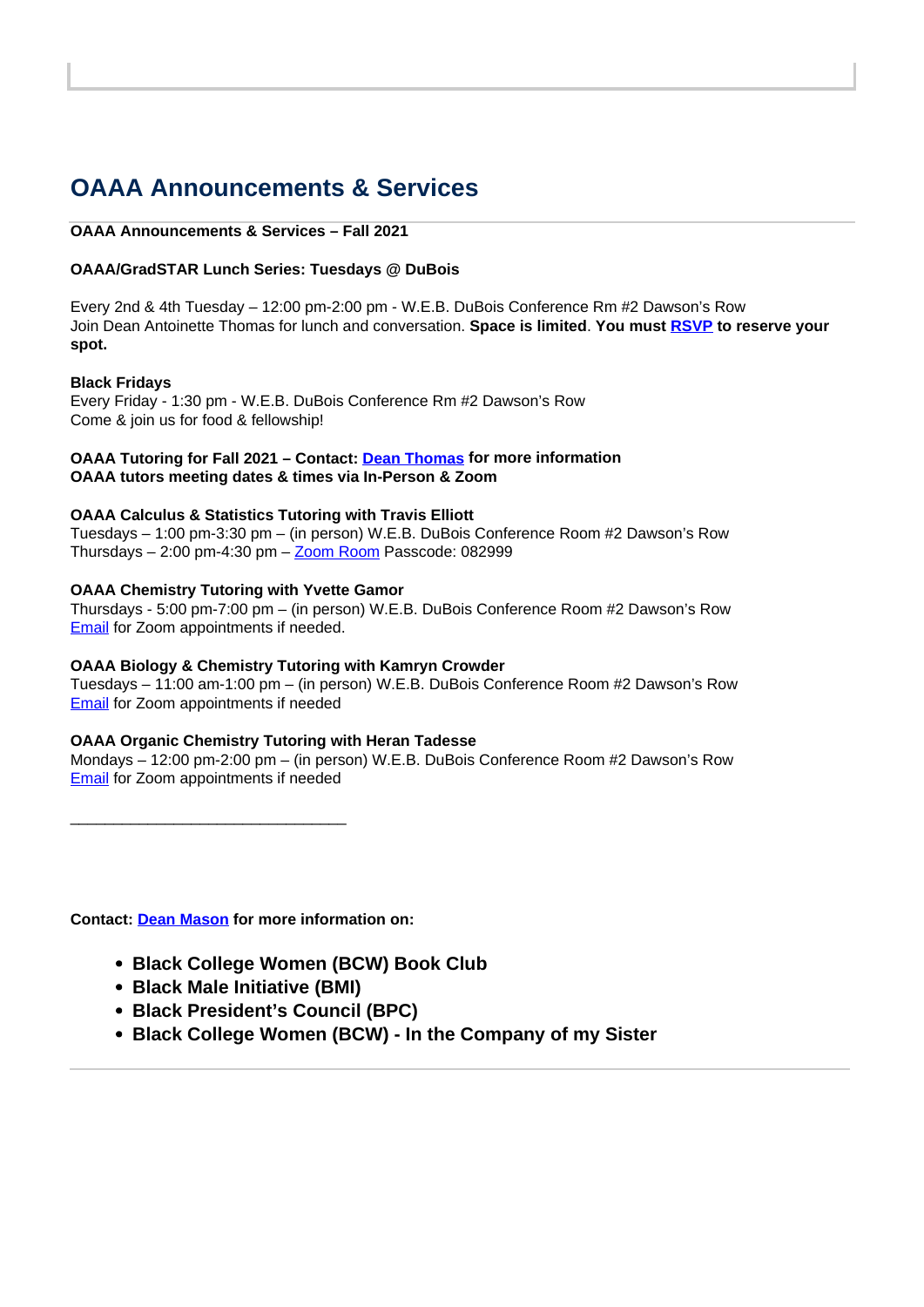## OAAA Announcements & Services

**OAAA Announcements & Services – Fall 2021**

**OAAA/GradSTAR Lunch Series: Tuesdays @ DuBois**

Every 2nd & 4th Tuesday – 12:00 pm-2:00 pm - W.E.B. DuBois Conference Rm #2 Dawson's Row
Join Dean Antoinette Thomas for lunch and conversation. **Space is limited**. **You must RSVP to reserve your spot.**

**Black Fridays**
Every Friday - 1:30 pm - W.E.B. DuBois Conference Rm #2 Dawson's Row
Come & join us for food & fellowship!

**OAAA Tutoring for Fall 2021 – Contact: Dean Thomas for more information**
**OAAA tutors meeting dates & times via In-Person & Zoom**

**OAAA Calculus & Statistics Tutoring with Travis Elliott**
Tuesdays – 1:00 pm-3:30 pm – (in person) W.E.B. DuBois Conference Room #2 Dawson's Row
Thursdays – 2:00 pm-4:30 pm – Zoom Room Passcode: 082999

**OAAA Chemistry Tutoring with Yvette Gamor**
Thursdays - 5:00 pm-7:00 pm – (in person) W.E.B. DuBois Conference Room #2 Dawson's Row
Email for Zoom appointments if needed.

**OAAA Biology & Chemistry Tutoring with Kamryn Crowder**
Tuesdays – 11:00 am-1:00 pm – (in person) W.E.B. DuBois Conference Room #2 Dawson's Row
Email for Zoom appointments if needed

**OAAA Organic Chemistry Tutoring with Heran Tadesse**
Mondays – 12:00 pm-2:00 pm – (in person) W.E.B. DuBois Conference Room #2 Dawson's Row
Email for Zoom appointments if needed

________________________________

**Contact: Dean Mason for more information on:**

- **Black College Women (BCW) Book Club**
- **Black Male Initiative (BMI)**
- **Black President's Council (BPC)**
- **Black College Women (BCW) - In the Company of my Sister**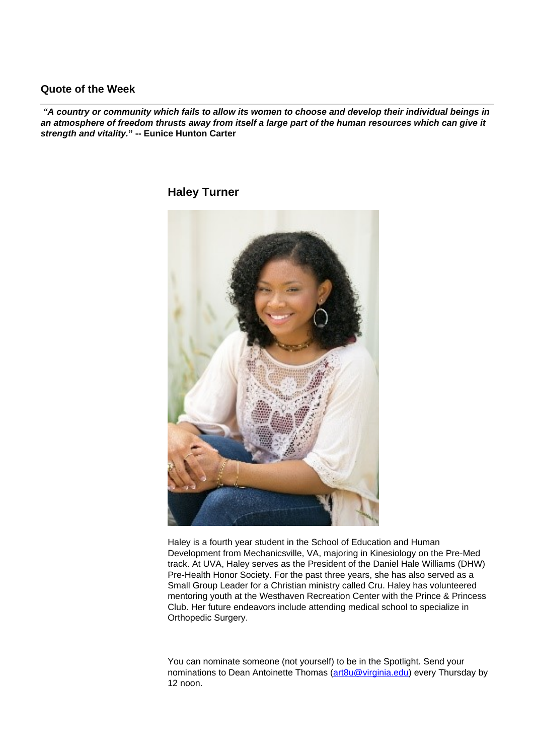### Quote of the Week

***"A country or community which fails to allow its women to choose and develop their individual beings in an atmosphere of freedom thrusts away from itself a large part of the human resources which can give it strength and vitality."*** **-- Eunice Hunton Carter**

### Haley Turner

Haley is a fourth year student in the School of Education and Human Development from Mechanicsville, VA, majoring in Kinesiology on the Pre-Med track. At UVA, Haley serves as the President of the Daniel Hale Williams (DHW) Pre-Health Honor Society. For the past three years, she has also served as a Small Group Leader for a Christian ministry called Cru. Haley has volunteered mentoring youth at the Westhaven Recreation Center with the Prince & Princess Club. Her future endeavors include attending medical school to specialize in Orthopedic Surgery.

You can nominate someone (not yourself) to be in the Spotlight. Send your nominations to Dean Antoinette Thomas (art8u@virginia.edu) every Thursday by 12 noon.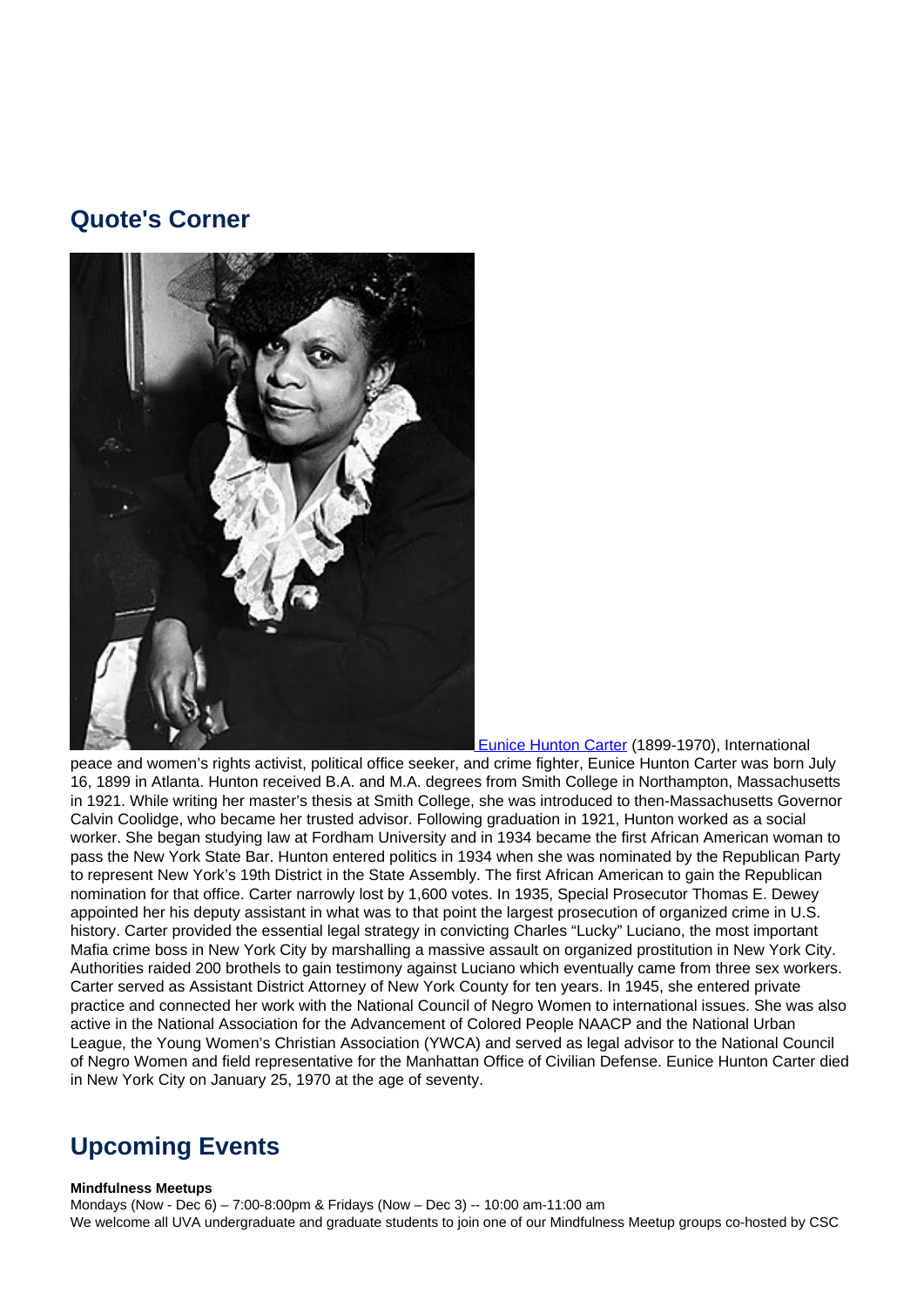## Quote's Corner

[Eunice Hunton Carter](#) (1899-1970), International peace and women's rights activist, political office seeker, and crime fighter, Eunice Hunton Carter was born July 16, 1899 in Atlanta. Hunton received B.A. and M.A. degrees from Smith College in Northampton, Massachusetts in 1921. While writing her master's thesis at Smith College, she was introduced to then-Massachusetts Governor Calvin Coolidge, who became her trusted advisor. Following graduation in 1921, Hunton worked as a social worker. She began studying law at Fordham University and in 1934 became the first African American woman to pass the New York State Bar. Hunton entered politics in 1934 when she was nominated by the Republican Party to represent New York's 19th District in the State Assembly. The first African American to gain the Republican nomination for that office. Carter narrowly lost by 1,600 votes. In 1935, Special Prosecutor Thomas E. Dewey appointed her his deputy assistant in what was to that point the largest prosecution of organized crime in U.S. history. Carter provided the essential legal strategy in convicting Charles "Lucky" Luciano, the most important Mafia crime boss in New York City by marshalling a massive assault on organized prostitution in New York City. Authorities raided 200 brothels to gain testimony against Luciano which eventually came from three sex workers. Carter served as Assistant District Attorney of New York County for ten years. In 1945, she entered private practice and connected her work with the National Council of Negro Women to international issues. She was also active in the National Association for the Advancement of Colored People NAACP and the National Urban League, the Young Women's Christian Association (YWCA) and served as legal advisor to the National Council of Negro Women and field representative for the Manhattan Office of Civilian Defense. Eunice Hunton Carter died in New York City on January 25, 1970 at the age of seventy.

## Upcoming Events

**Mindfulness Meetups**

Mondays (Now - Dec 6) – 7:00-8:00pm & Fridays (Now – Dec 3) -- 10:00 am-11:00 am

We welcome all UVA undergraduate and graduate students to join one of our Mindfulness Meetup groups co-hosted by CSC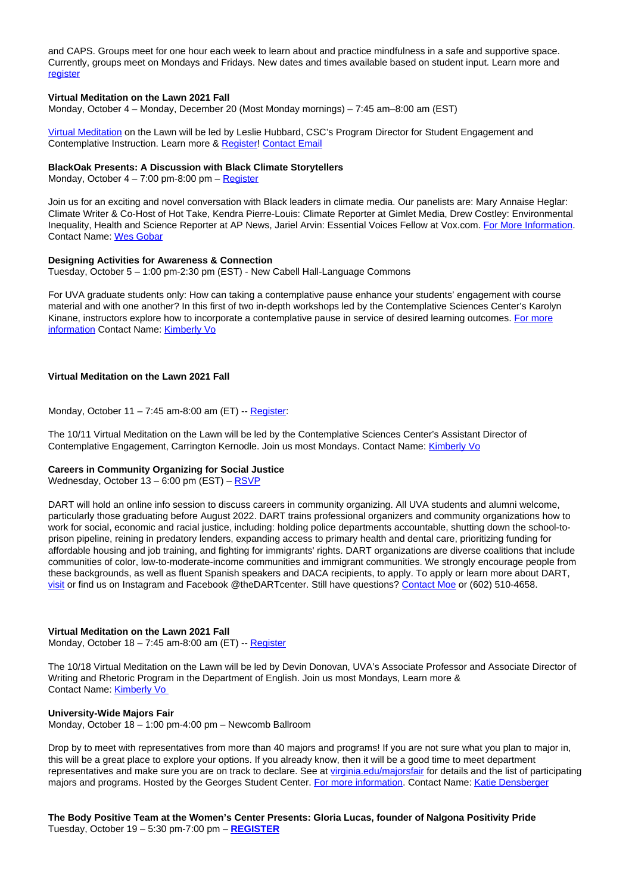and CAPS. Groups meet for one hour each week to learn about and practice mindfulness in a safe and supportive space. Currently, groups meet on Mondays and Fridays. New dates and times available based on student input. Learn more and register

**Virtual Meditation on the Lawn 2021 Fall**
Monday, October 4 – Monday, December 20 (Most Monday mornings) – 7:45 am–8:00 am (EST)

Virtual Meditation on the Lawn will be led by Leslie Hubbard, CSC's Program Director for Student Engagement and Contemplative Instruction. Learn more & Register! Contact Email

**BlackOak Presents: A Discussion with Black Climate Storytellers**
Monday, October 4 – 7:00 pm-8:00 pm – Register

Join us for an exciting and novel conversation with Black leaders in climate media. Our panelists are: Mary Annaise Heglar: Climate Writer & Co-Host of Hot Take, Kendra Pierre-Louis: Climate Reporter at Gimlet Media, Drew Costley: Environmental Inequality, Health and Science Reporter at AP News, Jariel Arvin: Essential Voices Fellow at Vox.com. For More Information. Contact Name: Wes Gobar

**Designing Activities for Awareness & Connection**
Tuesday, October 5 – 1:00 pm-2:30 pm (EST) - New Cabell Hall-Language Commons

For UVA graduate students only: How can taking a contemplative pause enhance your students' engagement with course material and with one another? In this first of two in-depth workshops led by the Contemplative Sciences Center's Karolyn Kinane, instructors explore how to incorporate a contemplative pause in service of desired learning outcomes. For more information Contact Name: Kimberly Vo

**Virtual Meditation on the Lawn 2021 Fall**

Monday, October 11 – 7:45 am-8:00 am (ET) -- Register:

The 10/11 Virtual Meditation on the Lawn will be led by the Contemplative Sciences Center's Assistant Director of Contemplative Engagement, Carrington Kernodle. Join us most Mondays. Contact Name: Kimberly Vo

**Careers in Community Organizing for Social Justice**
Wednesday, October 13 – 6:00 pm (EST) – RSVP

DART will hold an online info session to discuss careers in community organizing. All UVA students and alumni welcome, particularly those graduating before August 2022. DART trains professional organizers and community organizations how to work for social, economic and racial justice, including: holding police departments accountable, shutting down the school-to-prison pipeline, reining in predatory lenders, expanding access to primary health and dental care, prioritizing funding for affordable housing and job training, and fighting for immigrants' rights. DART organizations are diverse coalitions that include communities of color, low-to-moderate-income communities and immigrant communities. We strongly encourage people from these backgrounds, as well as fluent Spanish speakers and DACA recipients, to apply. To apply or learn more about DART, visit or find us on Instagram and Facebook @theDARTcenter. Still have questions? Contact Moe or (602) 510-4658.

**Virtual Meditation on the Lawn 2021 Fall**
Monday, October 18 – 7:45 am-8:00 am (ET) -- Register

The 10/18 Virtual Meditation on the Lawn will be led by Devin Donovan, UVA's Associate Professor and Associate Director of Writing and Rhetoric Program in the Department of English. Join us most Mondays, Learn more &
Contact Name: Kimberly Vo

**University-Wide Majors Fair**
Monday, October 18 – 1:00 pm-4:00 pm – Newcomb Ballroom

Drop by to meet with representatives from more than 40 majors and programs! If you are not sure what you plan to major in, this will be a great place to explore your options. If you already know, then it will be a good time to meet department representatives and make sure you are on track to declare. See at virginia.edu/majorsfair for details and the list of participating majors and programs. Hosted by the Georges Student Center. For more information. Contact Name: Katie Densberger

**The Body Positive Team at the Women's Center Presents: Gloria Lucas, founder of Nalgona Positivity Pride**
Tuesday, October 19 – 5:30 pm-7:00 pm – **REGISTER**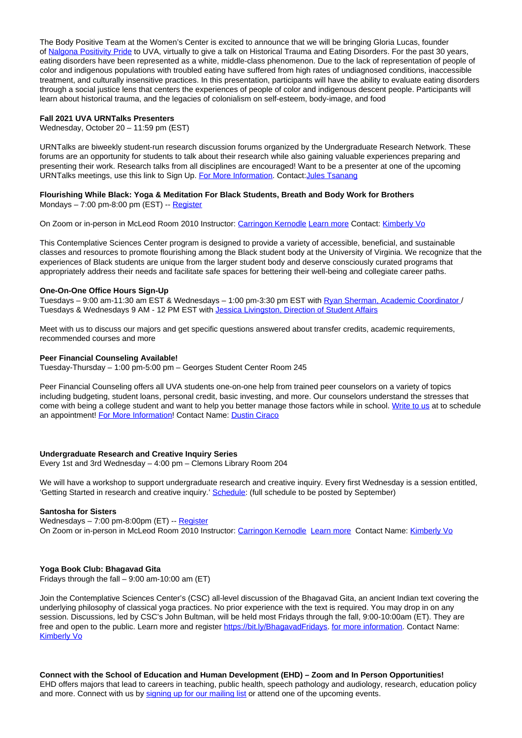The Body Positive Team at the Women's Center is excited to announce that we will be bringing Gloria Lucas, founder of Nalgona Positivity Pride to UVA, virtually to give a talk on Historical Trauma and Eating Disorders. For the past 30 years, eating disorders have been represented as a white, middle-class phenomenon. Due to the lack of representation of people of color and indigenous populations with troubled eating have suffered from high rates of undiagnosed conditions, inaccessible treatment, and culturally insensitive practices. In this presentation, participants will have the ability to evaluate eating disorders through a social justice lens that centers the experiences of people of color and indigenous descent people. Participants will learn about historical trauma, and the legacies of colonialism on self-esteem, body-image, and food

**Fall 2021 UVA URNTalks Presenters**
Wednesday, October 20 – 11:59 pm (EST)

URNTalks are biweekly student-run research discussion forums organized by the Undergraduate Research Network. These forums are an opportunity for students to talk about their research while also gaining valuable experiences preparing and presenting their work. Research talks from all disciplines are encouraged! Want to be a presenter at one of the upcoming URNTalks meetings, use this link to Sign Up. For More Information. Contact:Jules Tsanang

**Flourishing While Black: Yoga & Meditation For Black Students, Breath and Body Work for Brothers**
Mondays – 7:00 pm-8:00 pm (EST) -- Register

On Zoom or in-person in McLeod Room 2010 Instructor: Carringon Kernodle Learn more Contact: Kimberly Vo

This Contemplative Sciences Center program is designed to provide a variety of accessible, beneficial, and sustainable classes and resources to promote flourishing among the Black student body at the University of Virginia. We recognize that the experiences of Black students are unique from the larger student body and deserve consciously curated programs that appropriately address their needs and facilitate safe spaces for bettering their well-being and collegiate career paths.

**One-On-One Office Hours Sign-Up**
Tuesdays – 9:00 am-11:30 am EST & Wednesdays – 1:00 pm-3:30 pm EST with Ryan Sherman, Academic Coordinator / Tuesdays & Wednesdays 9 AM - 12 PM EST with Jessica Livingston, Direction of Student Affairs

Meet with us to discuss our majors and get specific questions answered about transfer credits, academic requirements, recommended courses and more

**Peer Financial Counseling Available!**
Tuesday-Thursday – 1:00 pm-5:00 pm – Georges Student Center Room 245

Peer Financial Counseling offers all UVA students one-on-one help from trained peer counselors on a variety of topics including budgeting, student loans, personal credit, basic investing, and more. Our counselors understand the stresses that come with being a college student and want to help you better manage those factors while in school. Write to us at to schedule an appointment! For More Information! Contact Name: Dustin Ciraco

**Undergraduate Research and Creative Inquiry Series**
Every 1st and 3rd Wednesday – 4:00 pm – Clemons Library Room 204

We will have a workshop to support undergraduate research and creative inquiry. Every first Wednesday is a session entitled, 'Getting Started in research and creative inquiry.' Schedule: (full schedule to be posted by September)

**Santosha for Sisters**
Wednesdays – 7:00 pm-8:00pm (ET) -- Register
On Zoom or in-person in McLeod Room 2010 Instructor: Carringon Kernodle Learn more Contact Name: Kimberly Vo

**Yoga Book Club: Bhagavad Gita**
Fridays through the fall – 9:00 am-10:00 am (ET)

Join the Contemplative Sciences Center's (CSC) all-level discussion of the Bhagavad Gita, an ancient Indian text covering the underlying philosophy of classical yoga practices. No prior experience with the text is required. You may drop in on any session. Discussions, led by CSC's John Bultman, will be held most Fridays through the fall, 9:00-10:00am (ET). They are free and open to the public. Learn more and register https://bit.ly/BhagavadFridays. for more information. Contact Name: Kimberly Vo

**Connect with the School of Education and Human Development (EHD) – Zoom and In Person Opportunities!**
EHD offers majors that lead to careers in teaching, public health, speech pathology and audiology, research, education policy and more. Connect with us by signing up for our mailing list or attend one of the upcoming events.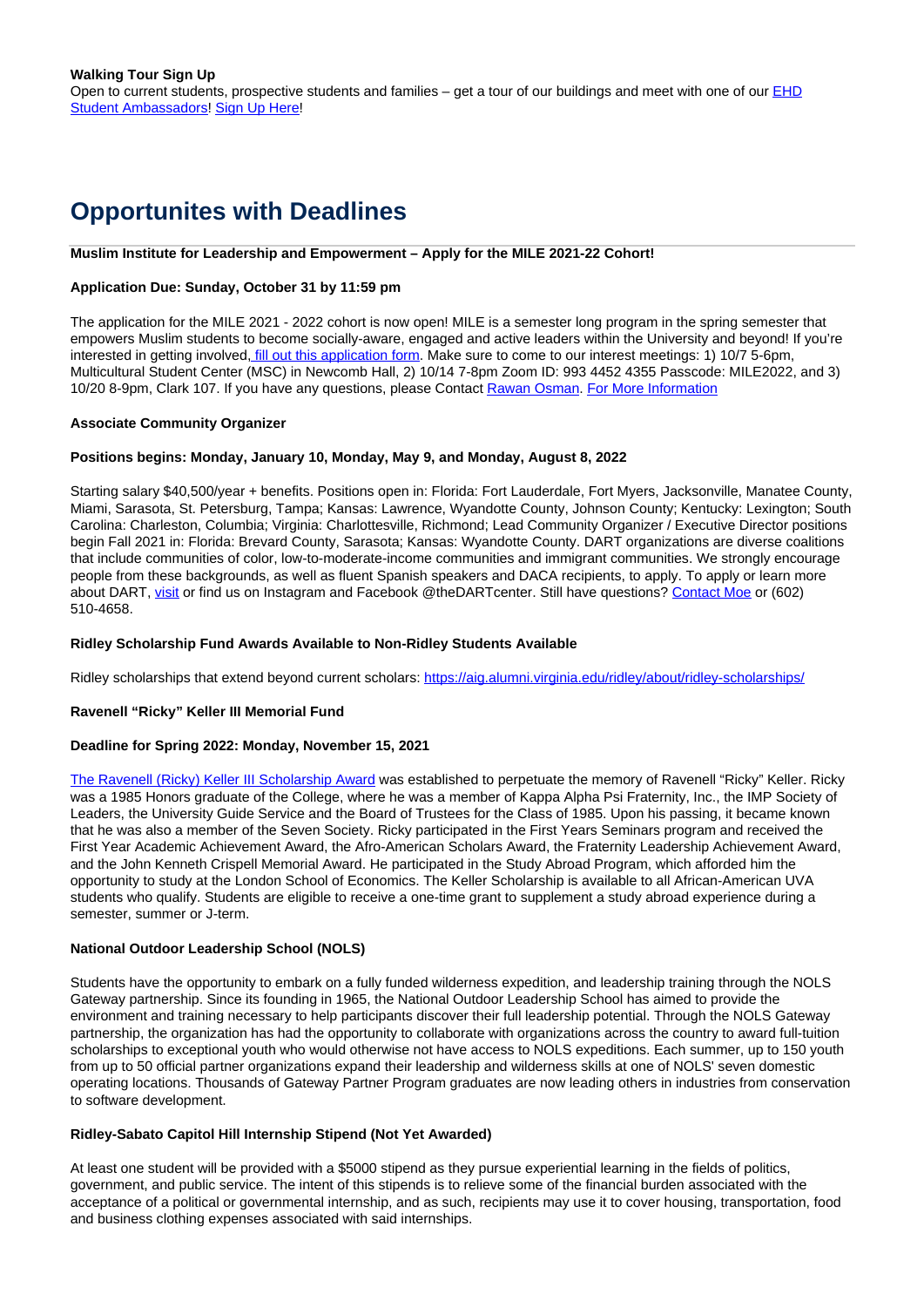**Walking Tour Sign Up**

Open to current students, prospective students and families – get a tour of our buildings and meet with one of our EHD Student Ambassadors! Sign Up Here!

## Opportunites with Deadlines

**Muslim Institute for Leadership and Empowerment – Apply for the MILE 2021-22 Cohort!**

**Application Due: Sunday, October 31 by 11:59 pm**

The application for the MILE 2021 - 2022 cohort is now open! MILE is a semester long program in the spring semester that empowers Muslim students to become socially-aware, engaged and active leaders within the University and beyond! If you're interested in getting involved, fill out this application form. Make sure to come to our interest meetings: 1) 10/7 5-6pm, Multicultural Student Center (MSC) in Newcomb Hall, 2) 10/14 7-8pm Zoom ID: 993 4452 4355 Passcode: MILE2022, and 3) 10/20 8-9pm, Clark 107. If you have any questions, please Contact Rawan Osman. For More Information

**Associate Community Organizer**

**Positions begins: Monday, January 10, Monday, May 9, and Monday, August 8, 2022**

Starting salary $40,500/year + benefits. Positions open in: Florida: Fort Lauderdale, Fort Myers, Jacksonville, Manatee County, Miami, Sarasota, St. Petersburg, Tampa; Kansas: Lawrence, Wyandotte County, Johnson County; Kentucky: Lexington; South Carolina: Charleston, Columbia; Virginia: Charlottesville, Richmond; Lead Community Organizer / Executive Director positions begin Fall 2021 in: Florida: Brevard County, Sarasota; Kansas: Wyandotte County. DART organizations are diverse coalitions that include communities of color, low-to-moderate-income communities and immigrant communities. We strongly encourage people from these backgrounds, as well as fluent Spanish speakers and DACA recipients, to apply. To apply or learn more about DART, visit or find us on Instagram and Facebook @theDARTcenter. Still have questions? Contact Moe or (602) 510-4658.

**Ridley Scholarship Fund Awards Available to Non-Ridley Students Available**

Ridley scholarships that extend beyond current scholars: https://aig.alumni.virginia.edu/ridley/about/ridley-scholarships/

**Ravenell "Ricky" Keller III Memorial Fund**

**Deadline for Spring 2022: Monday, November 15, 2021**

The Ravenell (Ricky) Keller III Scholarship Award was established to perpetuate the memory of Ravenell "Ricky" Keller. Ricky was a 1985 Honors graduate of the College, where he was a member of Kappa Alpha Psi Fraternity, Inc., the IMP Society of Leaders, the University Guide Service and the Board of Trustees for the Class of 1985. Upon his passing, it became known that he was also a member of the Seven Society. Ricky participated in the First Years Seminars program and received the First Year Academic Achievement Award, the Afro-American Scholars Award, the Fraternity Leadership Achievement Award, and the John Kenneth Crispell Memorial Award. He participated in the Study Abroad Program, which afforded him the opportunity to study at the London School of Economics. The Keller Scholarship is available to all African-American UVA students who qualify. Students are eligible to receive a one-time grant to supplement a study abroad experience during a semester, summer or J-term.

**National Outdoor Leadership School (NOLS)**

Students have the opportunity to embark on a fully funded wilderness expedition, and leadership training through the NOLS Gateway partnership. Since its founding in 1965, the National Outdoor Leadership School has aimed to provide the environment and training necessary to help participants discover their full leadership potential. Through the NOLS Gateway partnership, the organization has had the opportunity to collaborate with organizations across the country to award full-tuition scholarships to exceptional youth who would otherwise not have access to NOLS expeditions. Each summer, up to 150 youth from up to 50 official partner organizations expand their leadership and wilderness skills at one of NOLS' seven domestic operating locations. Thousands of Gateway Partner Program graduates are now leading others in industries from conservation to software development.

**Ridley-Sabato Capitol Hill Internship Stipend (Not Yet Awarded)**

At least one student will be provided with a $5000 stipend as they pursue experiential learning in the fields of politics, government, and public service. The intent of this stipends is to relieve some of the financial burden associated with the acceptance of a political or governmental internship, and as such, recipients may use it to cover housing, transportation, food and business clothing expenses associated with said internships.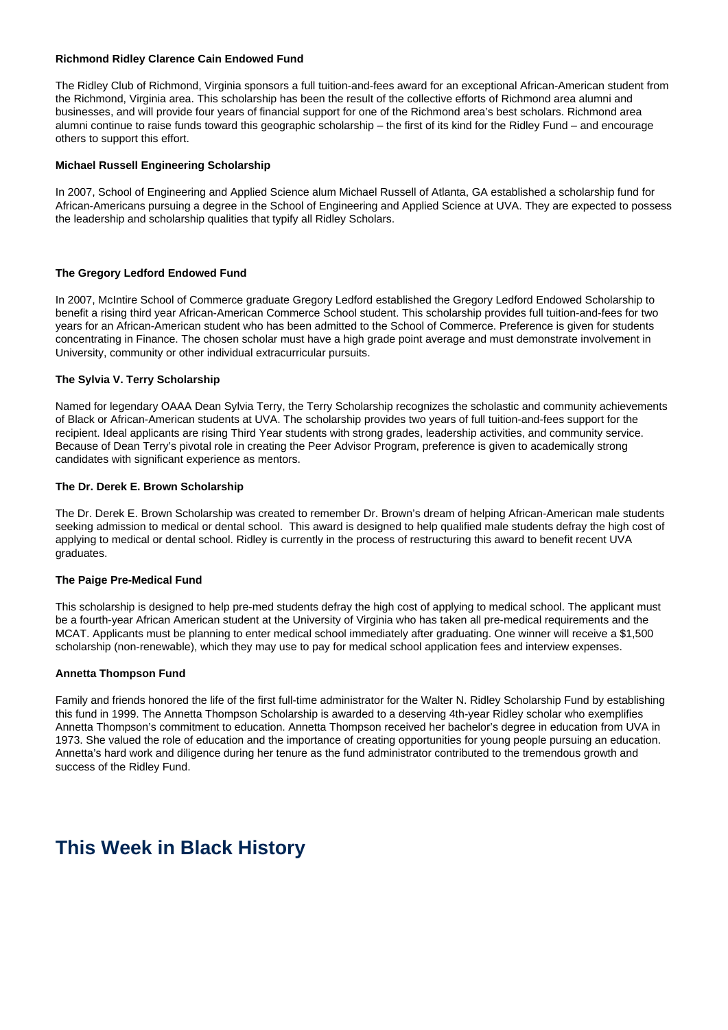**Richmond Ridley Clarence Cain Endowed Fund**

The Ridley Club of Richmond, Virginia sponsors a full tuition-and-fees award for an exceptional African-American student from the Richmond, Virginia area. This scholarship has been the result of the collective efforts of Richmond area alumni and businesses, and will provide four years of financial support for one of the Richmond area's best scholars. Richmond area alumni continue to raise funds toward this geographic scholarship – the first of its kind for the Ridley Fund – and encourage others to support this effort.

**Michael Russell Engineering Scholarship**

In 2007, School of Engineering and Applied Science alum Michael Russell of Atlanta, GA established a scholarship fund for African-Americans pursuing a degree in the School of Engineering and Applied Science at UVA. They are expected to possess the leadership and scholarship qualities that typify all Ridley Scholars.

**The Gregory Ledford Endowed Fund**

In 2007, McIntire School of Commerce graduate Gregory Ledford established the Gregory Ledford Endowed Scholarship to benefit a rising third year African-American Commerce School student. This scholarship provides full tuition-and-fees for two years for an African-American student who has been admitted to the School of Commerce. Preference is given for students concentrating in Finance. The chosen scholar must have a high grade point average and must demonstrate involvement in University, community or other individual extracurricular pursuits.

**The Sylvia V. Terry Scholarship**

Named for legendary OAAA Dean Sylvia Terry, the Terry Scholarship recognizes the scholastic and community achievements of Black or African-American students at UVA. The scholarship provides two years of full tuition-and-fees support for the recipient. Ideal applicants are rising Third Year students with strong grades, leadership activities, and community service. Because of Dean Terry's pivotal role in creating the Peer Advisor Program, preference is given to academically strong candidates with significant experience as mentors.

**The Dr. Derek E. Brown Scholarship**

The Dr. Derek E. Brown Scholarship was created to remember Dr. Brown's dream of helping African-American male students seeking admission to medical or dental school. This award is designed to help qualified male students defray the high cost of applying to medical or dental school. Ridley is currently in the process of restructuring this award to benefit recent UVA graduates.

**The Paige Pre-Medical Fund**

This scholarship is designed to help pre-med students defray the high cost of applying to medical school. The applicant must be a fourth-year African American student at the University of Virginia who has taken all pre-medical requirements and the MCAT. Applicants must be planning to enter medical school immediately after graduating. One winner will receive a $1,500 scholarship (non-renewable), which they may use to pay for medical school application fees and interview expenses.

**Annetta Thompson Fund**

Family and friends honored the life of the first full-time administrator for the Walter N. Ridley Scholarship Fund by establishing this fund in 1999. The Annetta Thompson Scholarship is awarded to a deserving 4th-year Ridley scholar who exemplifies Annetta Thompson's commitment to education. Annetta Thompson received her bachelor's degree in education from UVA in 1973. She valued the role of education and the importance of creating opportunities for young people pursuing an education. Annetta's hard work and diligence during her tenure as the fund administrator contributed to the tremendous growth and success of the Ridley Fund.

## This Week in Black History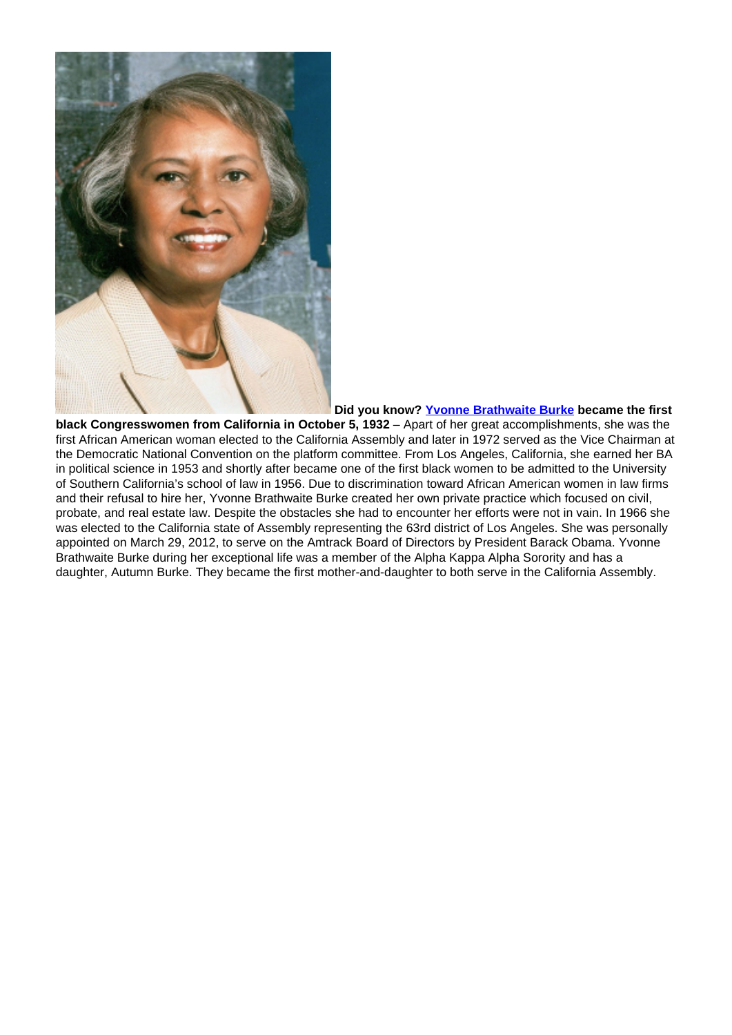**Did you know? Yvonne Brathwaite Burke became the first black Congresswomen from California in October 5, 1932** – Apart of her great accomplishments, she was the first African American woman elected to the California Assembly and later in 1972 served as the Vice Chairman at the Democratic National Convention on the platform committee. From Los Angeles, California, she earned her BA in political science in 1953 and shortly after became one of the first black women to be admitted to the University of Southern California's school of law in 1956. Due to discrimination toward African American women in law firms and their refusal to hire her, Yvonne Brathwaite Burke created her own private practice which focused on civil, probate, and real estate law. Despite the obstacles she had to encounter her efforts were not in vain. In 1966 she was elected to the California state of Assembly representing the 63rd district of Los Angeles. She was personally appointed on March 29, 2012, to serve on the Amtrack Board of Directors by President Barack Obama. Yvonne Brathwaite Burke during her exceptional life was a member of the Alpha Kappa Alpha Sorority and has a daughter, Autumn Burke. They became the first mother-and-daughter to both serve in the California Assembly.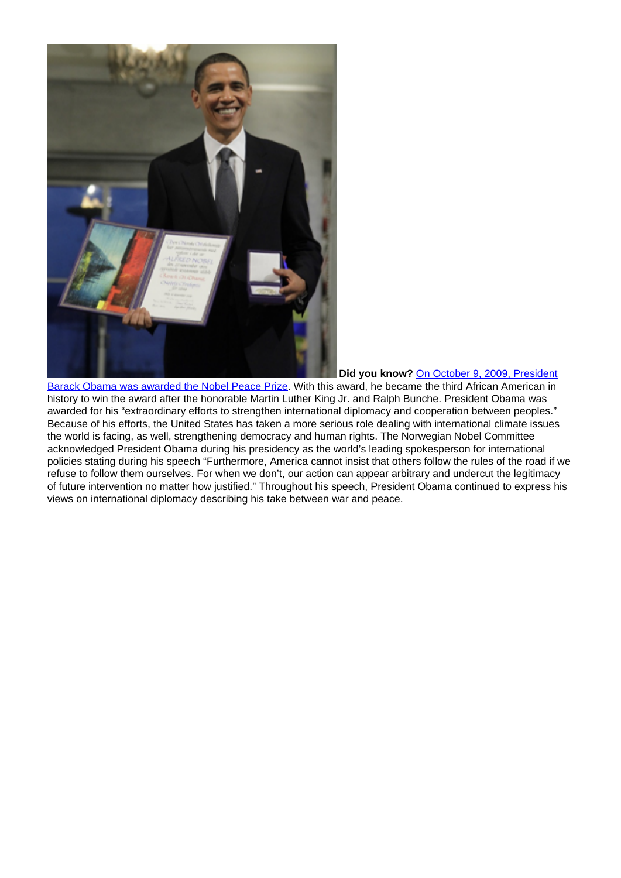**Did you know?** On October 9, 2009, President Barack Obama was awarded the Nobel Peace Prize. With this award, he became the third African American in history to win the award after the honorable Martin Luther King Jr. and Ralph Bunche. President Obama was awarded for his “extraordinary efforts to strengthen international diplomacy and cooperation between peoples.” Because of his efforts, the United States has taken a more serious role dealing with international climate issues the world is facing, as well, strengthening democracy and human rights. The Norwegian Nobel Committee acknowledged President Obama during his presidency as the world’s leading spokesperson for international policies stating during his speech “Furthermore, America cannot insist that others follow the rules of the road if we refuse to follow them ourselves. For when we don’t, our action can appear arbitrary and undercut the legitimacy of future intervention no matter how justified.” Throughout his speech, President Obama continued to express his views on international diplomacy describing his take between war and peace.